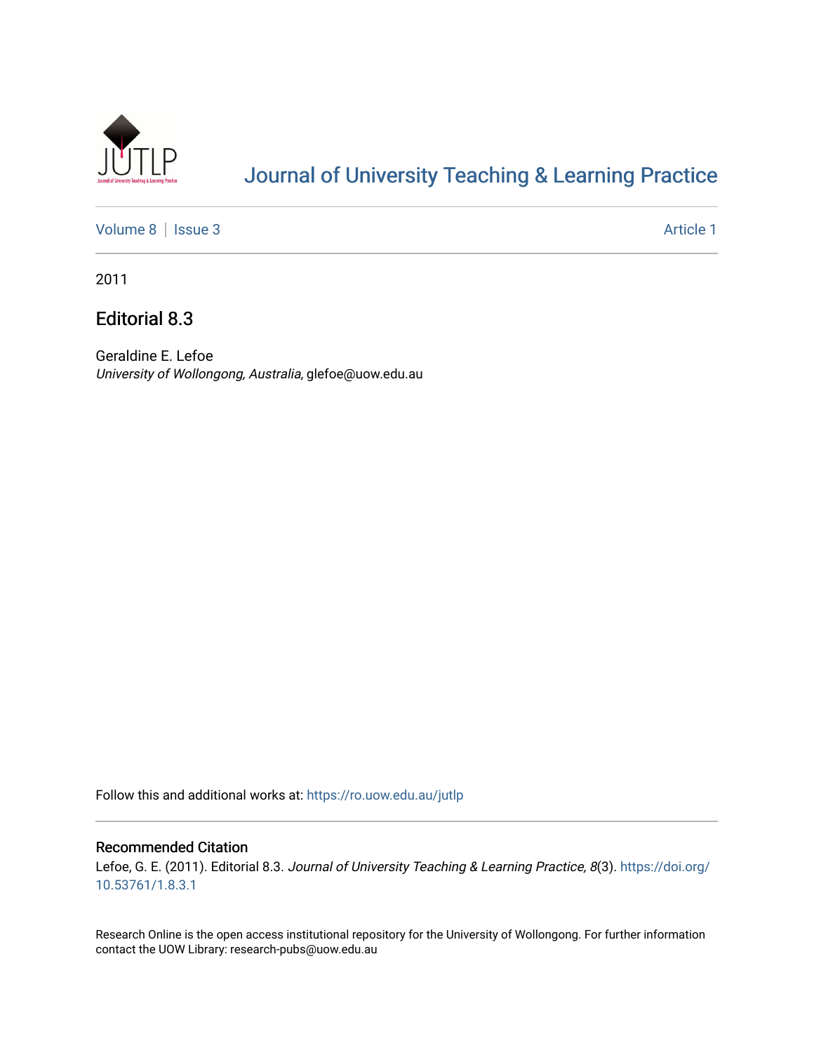# Journal of University Teaching & Learning Practice

Volume 8 | Issue 3 | Article 1

2011

## Editorial 8.3

Geraldine E. Lefoe
*University of Wollongong, Australia*, glefoe@uow.edu.au

Follow this and additional works at: https://ro.uow.edu.au/jutlp

### Recommended Citation

Lefoe, G. E. (2011). Editorial 8.3. *Journal of University Teaching & Learning Practice, 8*(3). https://doi.org/10.53761/1.8.3.1

Research Online is the open access institutional repository for the University of Wollongong. For further information contact the UOW Library: research-pubs@uow.edu.au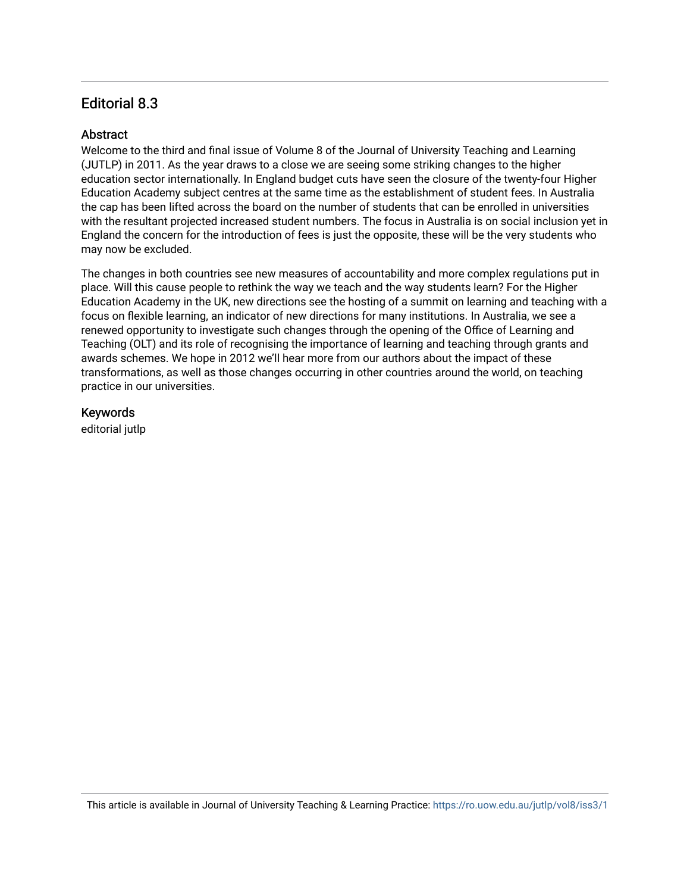# Editorial 8.3

## Abstract

Welcome to the third and final issue of Volume 8 of the Journal of University Teaching and Learning (JUTLP) in 2011. As the year draws to a close we are seeing some striking changes to the higher education sector internationally. In England budget cuts have seen the closure of the twenty-four Higher Education Academy subject centres at the same time as the establishment of student fees. In Australia the cap has been lifted across the board on the number of students that can be enrolled in universities with the resultant projected increased student numbers. The focus in Australia is on social inclusion yet in England the concern for the introduction of fees is just the opposite, these will be the very students who may now be excluded.

The changes in both countries see new measures of accountability and more complex regulations put in place. Will this cause people to rethink the way we teach and the way students learn? For the Higher Education Academy in the UK, new directions see the hosting of a summit on learning and teaching with a focus on flexible learning, an indicator of new directions for many institutions. In Australia, we see a renewed opportunity to investigate such changes through the opening of the Office of Learning and Teaching (OLT) and its role of recognising the importance of learning and teaching through grants and awards schemes. We hope in 2012 we'll hear more from our authors about the impact of these transformations, as well as those changes occurring in other countries around the world, on teaching practice in our universities.

## Keywords

editorial jutlp

This article is available in Journal of University Teaching & Learning Practice: https://ro.uow.edu.au/jutlp/vol8/iss3/1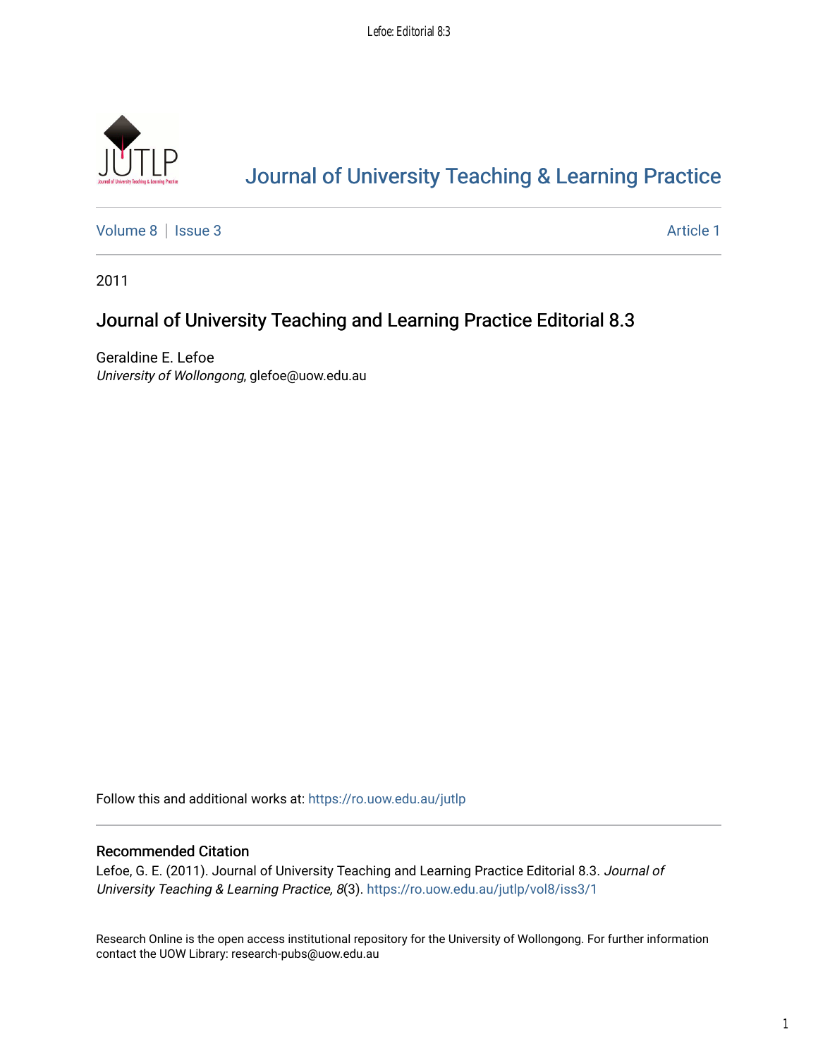# Journal of University Teaching & Learning Practice

Volume 8 | Issue 3 Article 1

2011

## Journal of University Teaching and Learning Practice Editorial 8.3

Geraldine E. Lefoe
*University of Wollongong*, glefoe@uow.edu.au

Follow this and additional works at: https://ro.uow.edu.au/jutlp

### Recommended Citation

Lefoe, G. E. (2011). Journal of University Teaching and Learning Practice Editorial 8.3. *Journal of University Teaching & Learning Practice, 8*(3). https://ro.uow.edu.au/jutlp/vol8/iss3/1

Research Online is the open access institutional repository for the University of Wollongong. For further information contact the UOW Library: research-pubs@uow.edu.au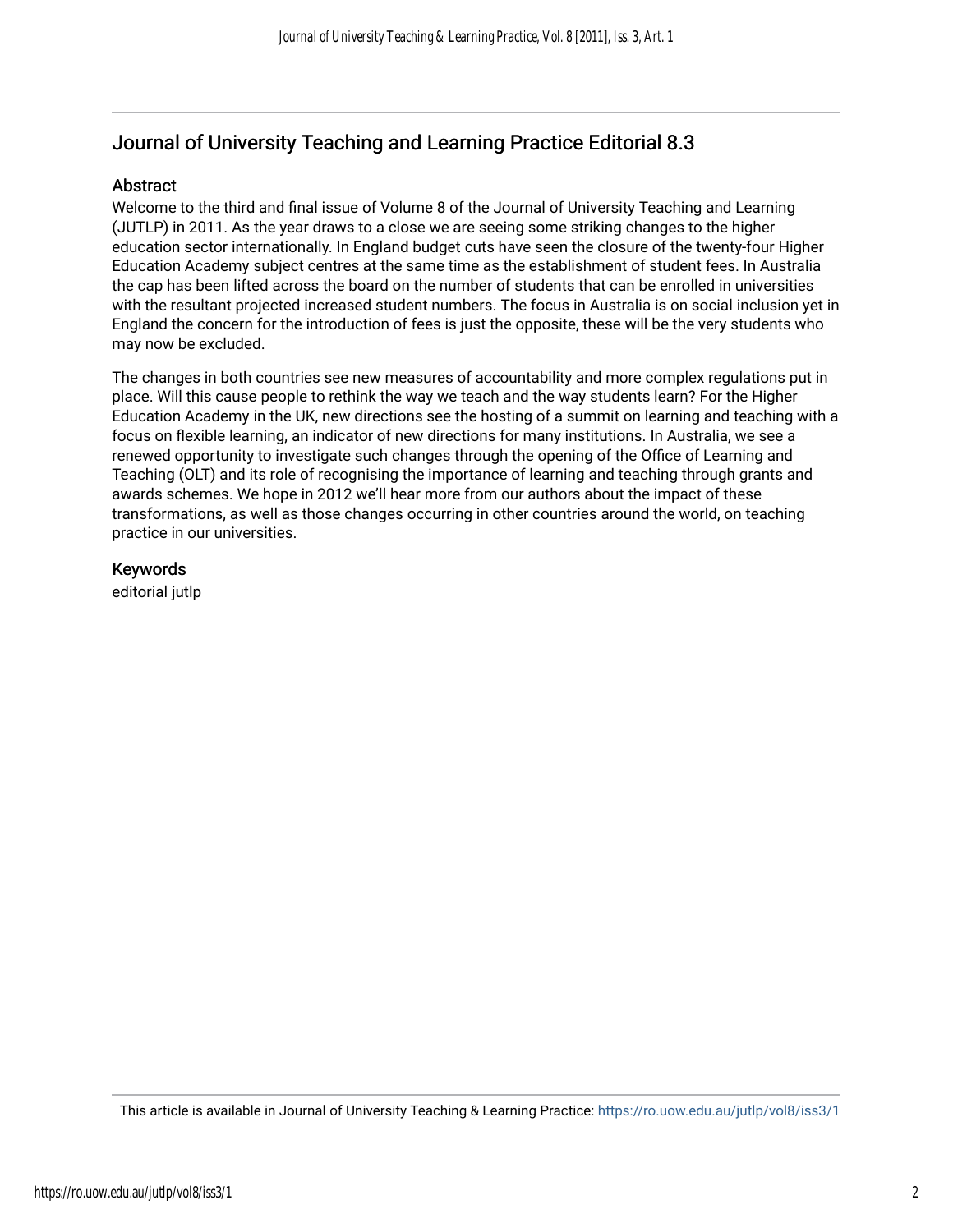# Journal of University Teaching and Learning Practice Editorial 8.3

## Abstract

Welcome to the third and final issue of Volume 8 of the Journal of University Teaching and Learning (JUTLP) in 2011. As the year draws to a close we are seeing some striking changes to the higher education sector internationally. In England budget cuts have seen the closure of the twenty-four Higher Education Academy subject centres at the same time as the establishment of student fees. In Australia the cap has been lifted across the board on the number of students that can be enrolled in universities with the resultant projected increased student numbers. The focus in Australia is on social inclusion yet in England the concern for the introduction of fees is just the opposite, these will be the very students who may now be excluded.

The changes in both countries see new measures of accountability and more complex regulations put in place. Will this cause people to rethink the way we teach and the way students learn? For the Higher Education Academy in the UK, new directions see the hosting of a summit on learning and teaching with a focus on flexible learning, an indicator of new directions for many institutions. In Australia, we see a renewed opportunity to investigate such changes through the opening of the Office of Learning and Teaching (OLT) and its role of recognising the importance of learning and teaching through grants and awards schemes. We hope in 2012 we'll hear more from our authors about the impact of these transformations, as well as those changes occurring in other countries around the world, on teaching practice in our universities.

## Keywords

editorial jutlp

This article is available in Journal of University Teaching & Learning Practice: https://ro.uow.edu.au/jutlp/vol8/iss3/1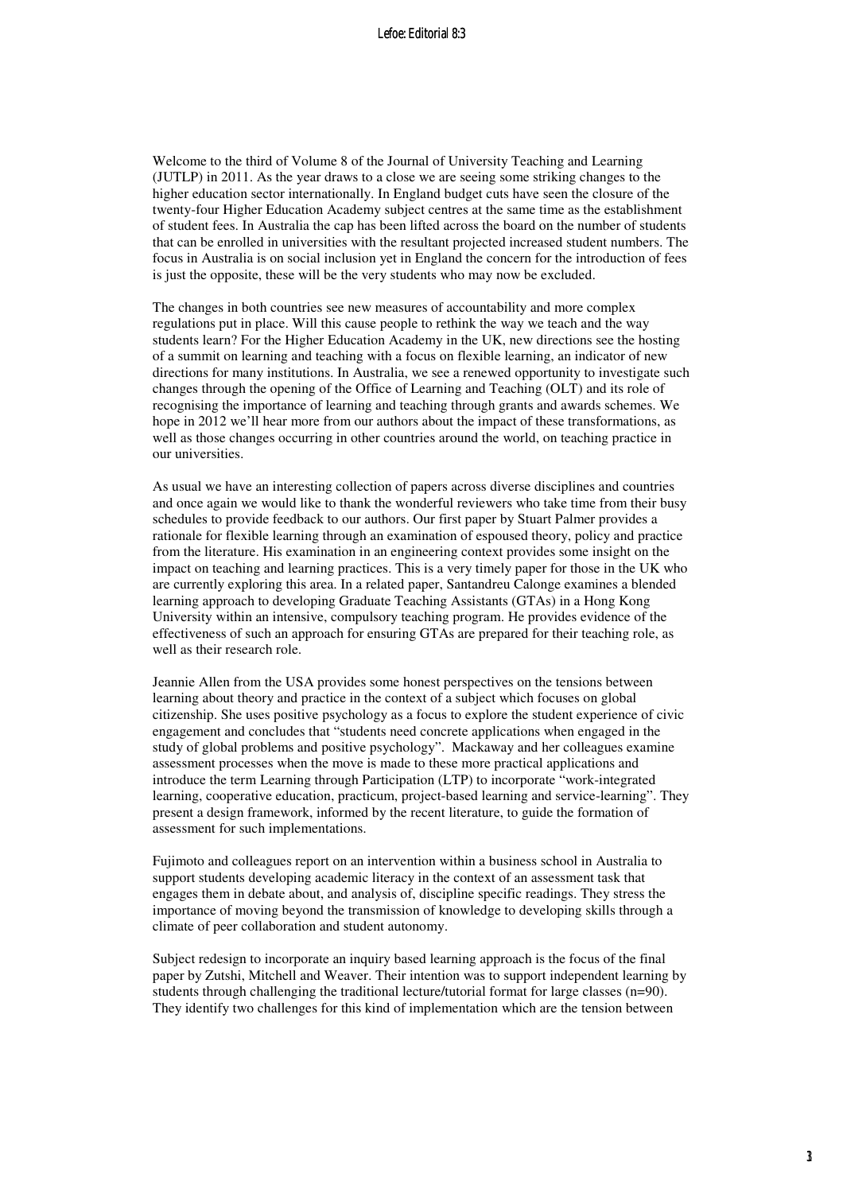Welcome to the third of Volume 8 of the Journal of University Teaching and Learning (JUTLP) in 2011. As the year draws to a close we are seeing some striking changes to the higher education sector internationally. In England budget cuts have seen the closure of the twenty-four Higher Education Academy subject centres at the same time as the establishment of student fees. In Australia the cap has been lifted across the board on the number of students that can be enrolled in universities with the resultant projected increased student numbers. The focus in Australia is on social inclusion yet in England the concern for the introduction of fees is just the opposite, these will be the very students who may now be excluded.

The changes in both countries see new measures of accountability and more complex regulations put in place. Will this cause people to rethink the way we teach and the way students learn? For the Higher Education Academy in the UK, new directions see the hosting of a summit on learning and teaching with a focus on flexible learning, an indicator of new directions for many institutions. In Australia, we see a renewed opportunity to investigate such changes through the opening of the Office of Learning and Teaching (OLT) and its role of recognising the importance of learning and teaching through grants and awards schemes. We hope in 2012 we'll hear more from our authors about the impact of these transformations, as well as those changes occurring in other countries around the world, on teaching practice in our universities.

As usual we have an interesting collection of papers across diverse disciplines and countries and once again we would like to thank the wonderful reviewers who take time from their busy schedules to provide feedback to our authors. Our first paper by Stuart Palmer provides a rationale for flexible learning through an examination of espoused theory, policy and practice from the literature. His examination in an engineering context provides some insight on the impact on teaching and learning practices. This is a very timely paper for those in the UK who are currently exploring this area. In a related paper, Santandreu Calonge examines a blended learning approach to developing Graduate Teaching Assistants (GTAs) in a Hong Kong University within an intensive, compulsory teaching program. He provides evidence of the effectiveness of such an approach for ensuring GTAs are prepared for their teaching role, as well as their research role.

Jeannie Allen from the USA provides some honest perspectives on the tensions between learning about theory and practice in the context of a subject which focuses on global citizenship. She uses positive psychology as a focus to explore the student experience of civic engagement and concludes that "students need concrete applications when engaged in the study of global problems and positive psychology". Mackaway and her colleagues examine assessment processes when the move is made to these more practical applications and introduce the term Learning through Participation (LTP) to incorporate "work-integrated learning, cooperative education, practicum, project-based learning and service-learning". They present a design framework, informed by the recent literature, to guide the formation of assessment for such implementations.

Fujimoto and colleagues report on an intervention within a business school in Australia to support students developing academic literacy in the context of an assessment task that engages them in debate about, and analysis of, discipline specific readings. They stress the importance of moving beyond the transmission of knowledge to developing skills through a climate of peer collaboration and student autonomy.

Subject redesign to incorporate an inquiry based learning approach is the focus of the final paper by Zutshi, Mitchell and Weaver. Their intention was to support independent learning by students through challenging the traditional lecture/tutorial format for large classes (n=90). They identify two challenges for this kind of implementation which are the tension between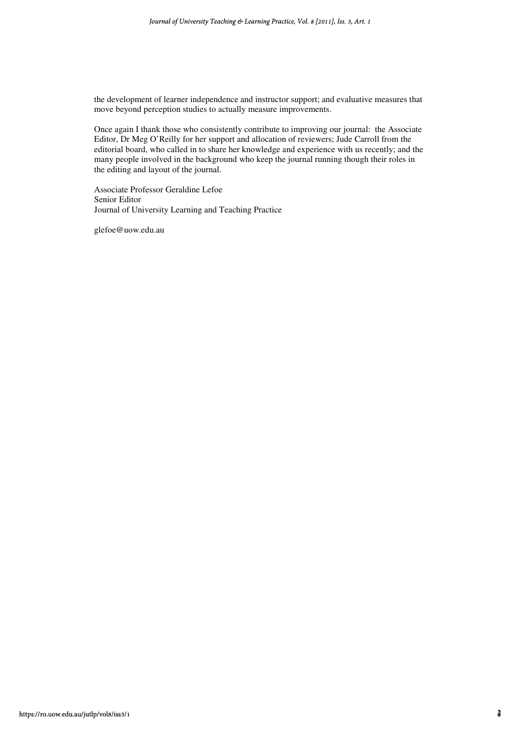the development of learner independence and instructor support; and evaluative measures that move beyond perception studies to actually measure improvements.

Once again I thank those who consistently contribute to improving our journal: the Associate Editor, Dr Meg O'Reilly for her support and allocation of reviewers; Jude Carroll from the editorial board, who called in to share her knowledge and experience with us recently; and the many people involved in the background who keep the journal running though their roles in the editing and layout of the journal.

Associate Professor Geraldine Lefoe  
Senior Editor  
Journal of University Learning and Teaching Practice

glefoe@uow.edu.au